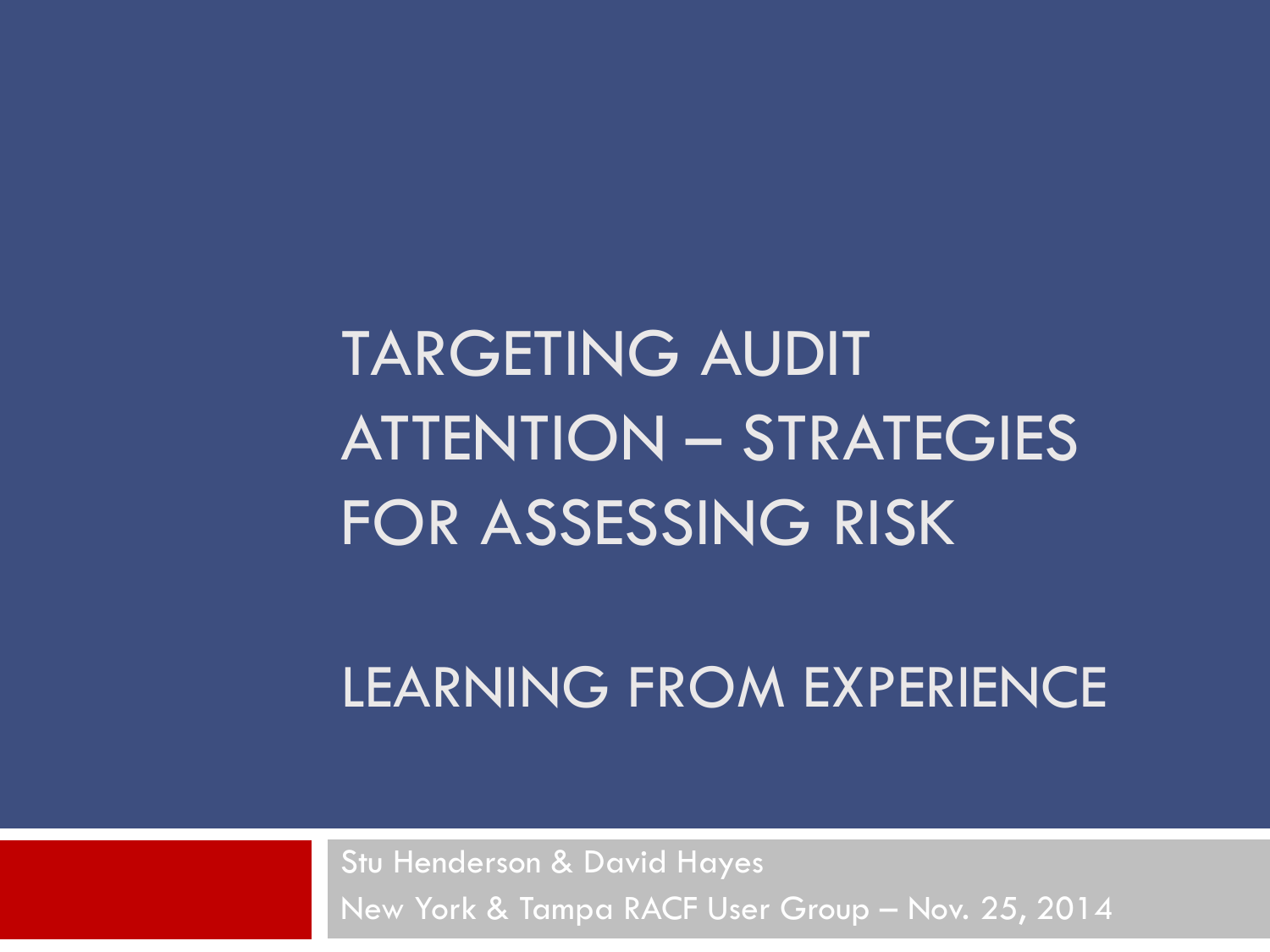# TARGETING AUDIT ATTENTION – STRATEGIES FOR ASSESSING RISK

## LEARNING FROM EXPERIENCE

Stu Henderson & David Hayes

New York & Tampa RACF User Group – Nov. 25, 2014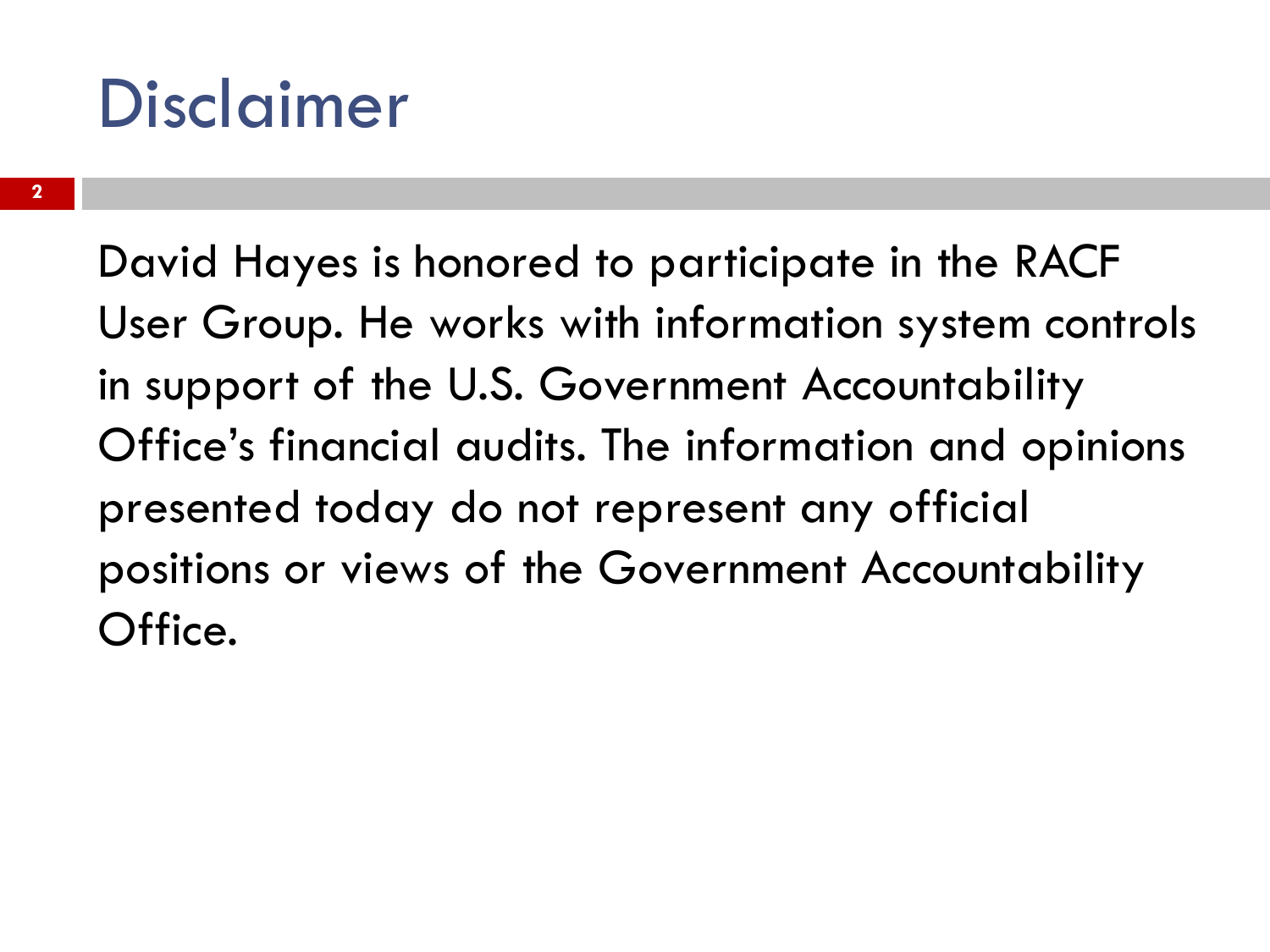# Disclaimer

David Hayes is honored to participate in the RACF User Group. He works with information system controls in support of the U.S. Government Accountability Office's financial audits. The information and opinions presented today do not represent any official positions or views of the Government Accountability Office.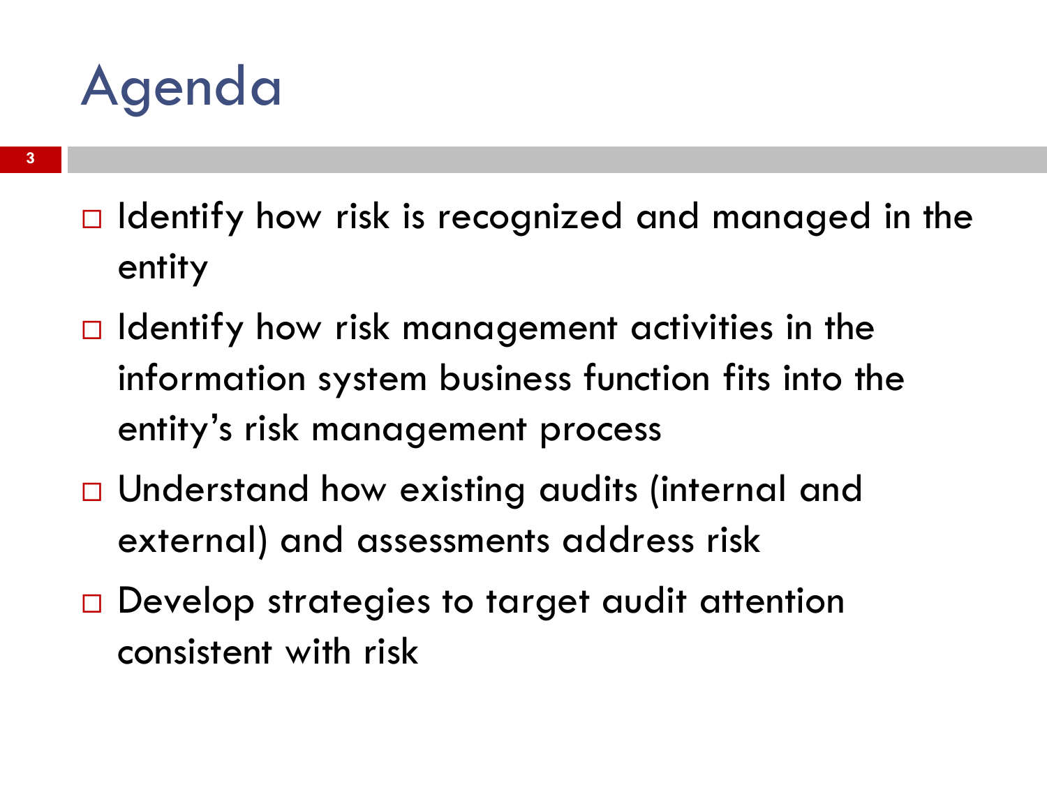# Agenda

- Identify how risk is recognized and managed in the entity
- Identify how risk management activities in the information system business function fits into the entity's risk management process
- Understand how existing audits (internal and external) and assessments address risk
- Develop strategies to target audit attention consistent with risk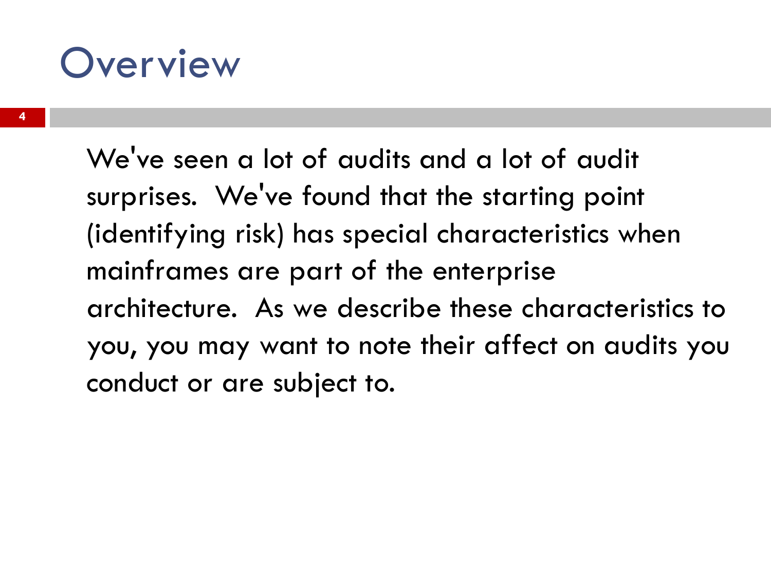# Overview

We've seen a lot of audits and a lot of audit surprises. We've found that the starting point (identifying risk) has special characteristics when mainframes are part of the enterprise architecture. As we describe these characteristics to you, you may want to note their affect on audits you conduct or are subject to.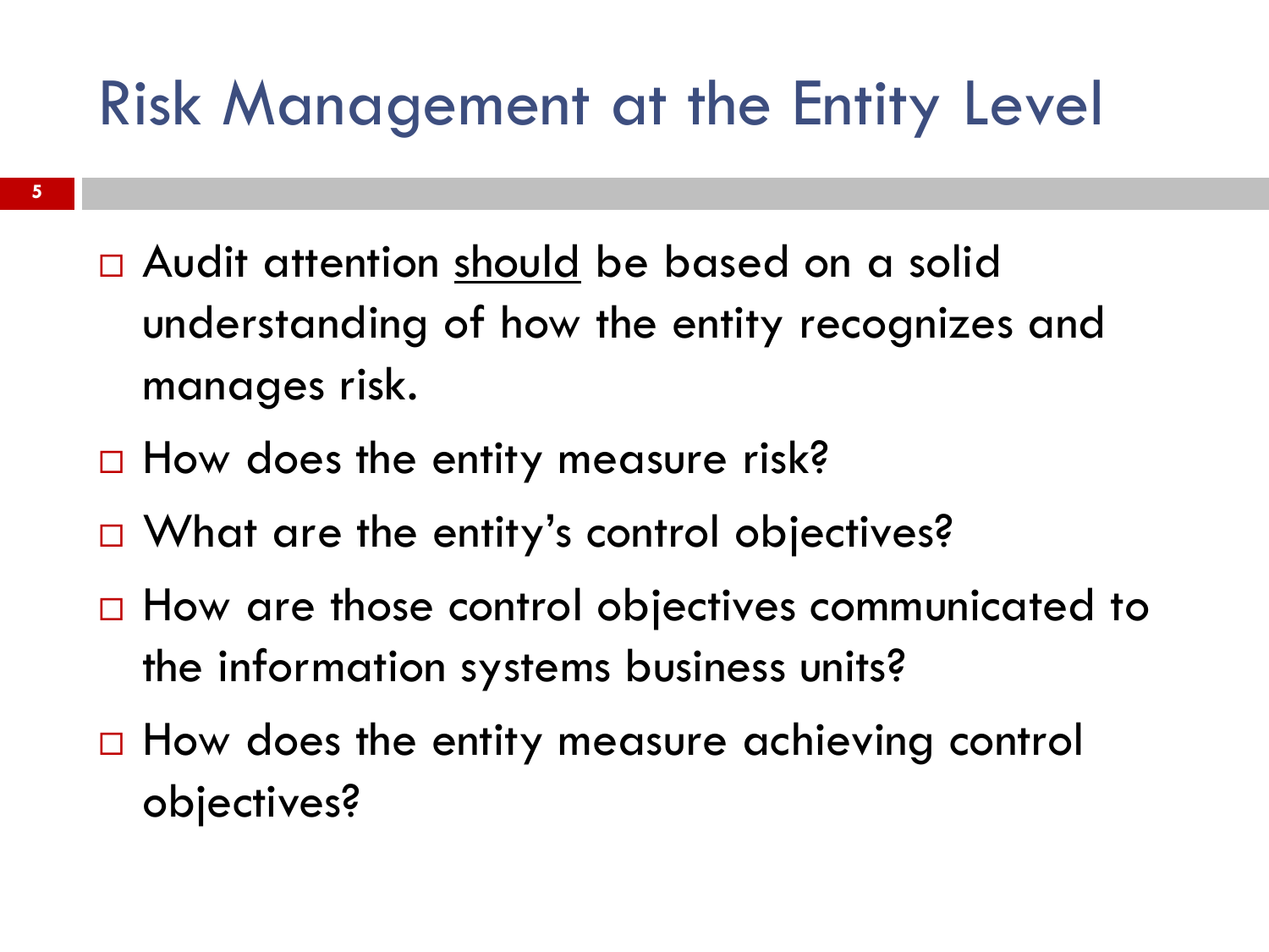# Risk Management at the Entity Level

- Audit attention <u>should</u> be based on a solid understanding of how the entity recognizes and manages risk.
- How does the entity measure risk?
- What are the entity's control objectives?
- How are those control objectives communicated to the information systems business units?
- How does the entity measure achieving control objectives?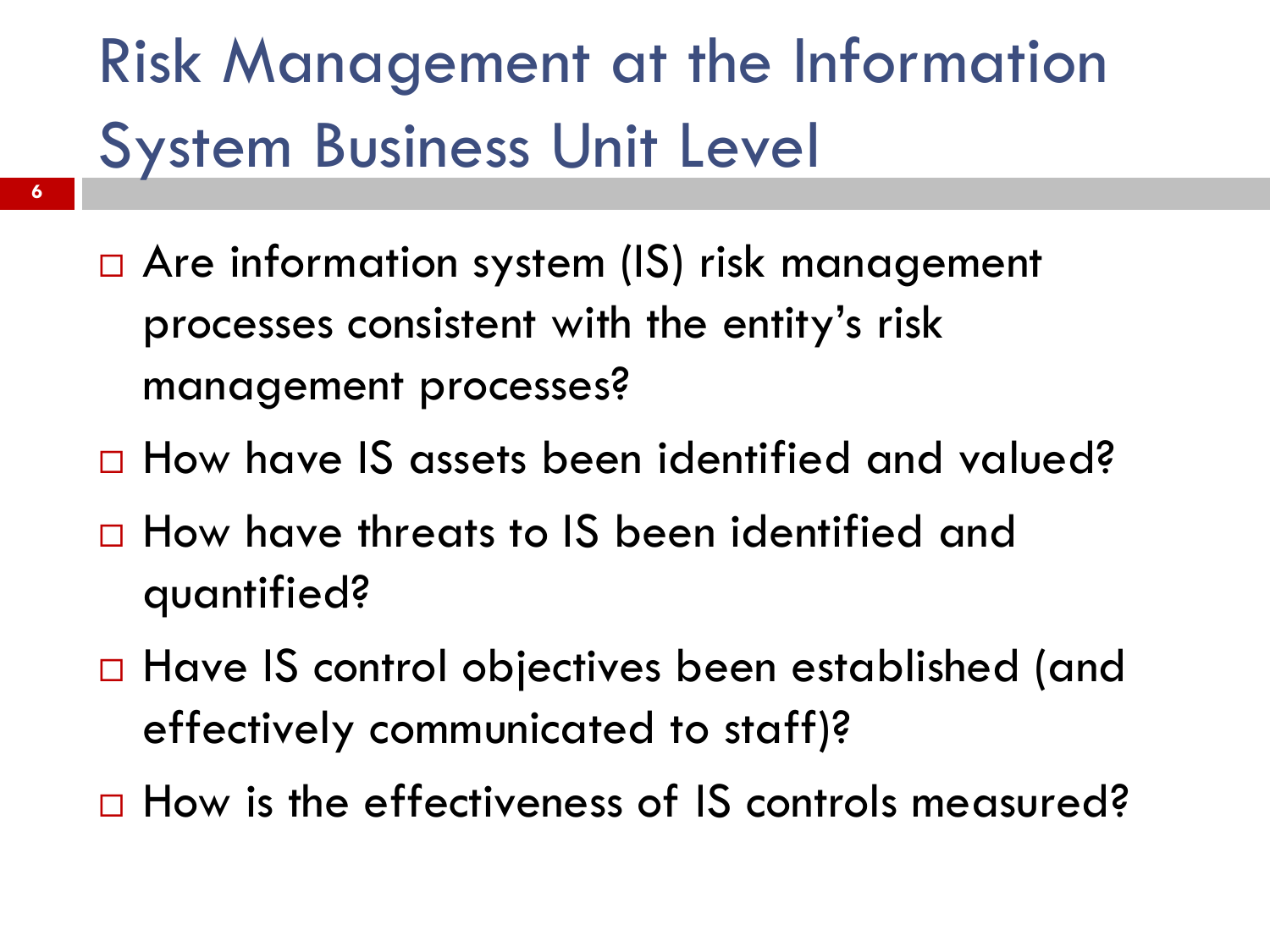# Risk Management at the Information System Business Unit Level

- Are information system (IS) risk management processes consistent with the entity's risk management processes?
- How have IS assets been identified and valued?
- How have threats to IS been identified and quantified?
- Have IS control objectives been established (and effectively communicated to staff)?
- How is the effectiveness of IS controls measured?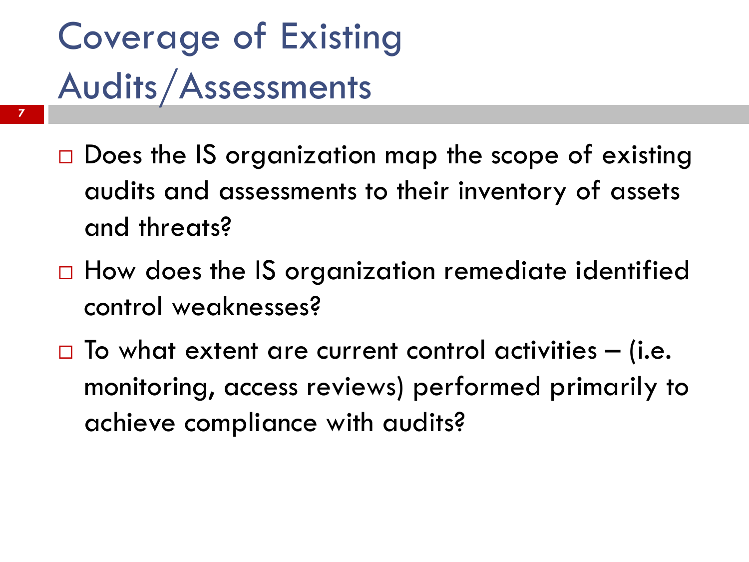# Coverage of Existing Audits/Assessments

- Does the IS organization map the scope of existing audits and assessments to their inventory of assets and threats?
- How does the IS organization remediate identified control weaknesses?
- To what extent are current control activities – (i.e. monitoring, access reviews) performed primarily to achieve compliance with audits?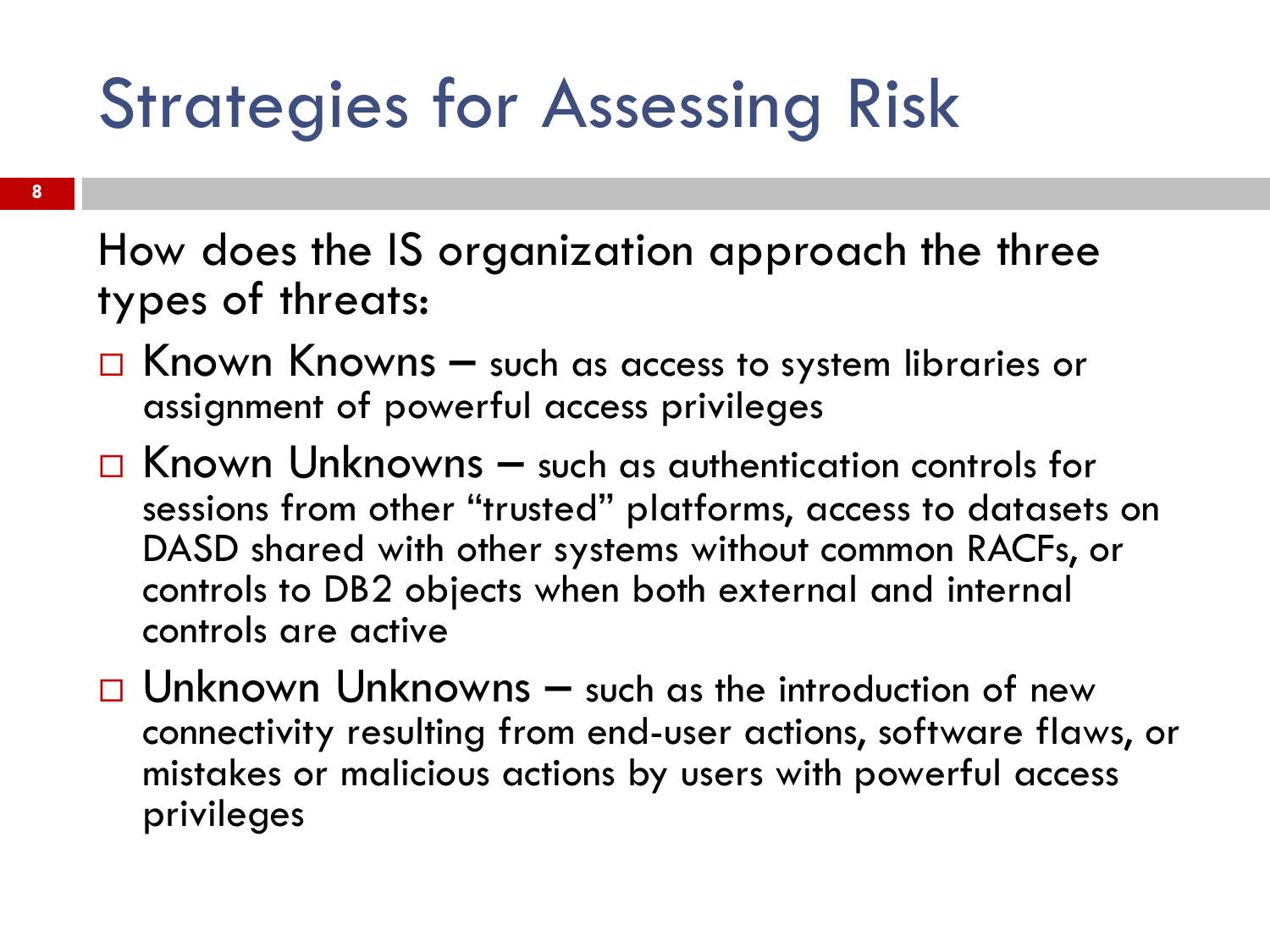# Strategies for Assessing Risk

How does the IS organization approach the three types of threats:

- Known Knowns – such as access to system libraries or assignment of powerful access privileges
- Known Unknowns – such as authentication controls for sessions from other "trusted" platforms, access to datasets on DASD shared with other systems without common RACFs, or controls to DB2 objects when both external and internal controls are active
- Unknown Unknowns – such as the introduction of new connectivity resulting from end-user actions, software flaws, or mistakes or malicious actions by users with powerful access privileges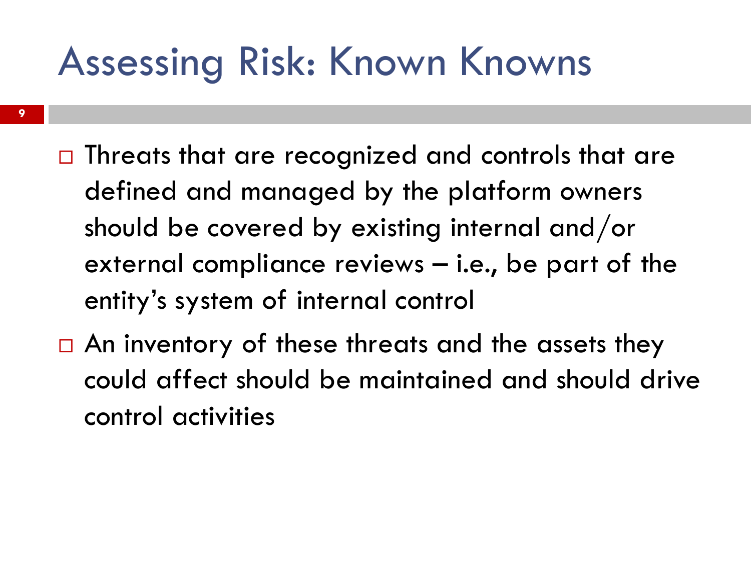# Assessing Risk: Known Knowns

- Threats that are recognized and controls that are defined and managed by the platform owners should be covered by existing internal and/or external compliance reviews – i.e., be part of the entity's system of internal control
- An inventory of these threats and the assets they could affect should be maintained and should drive control activities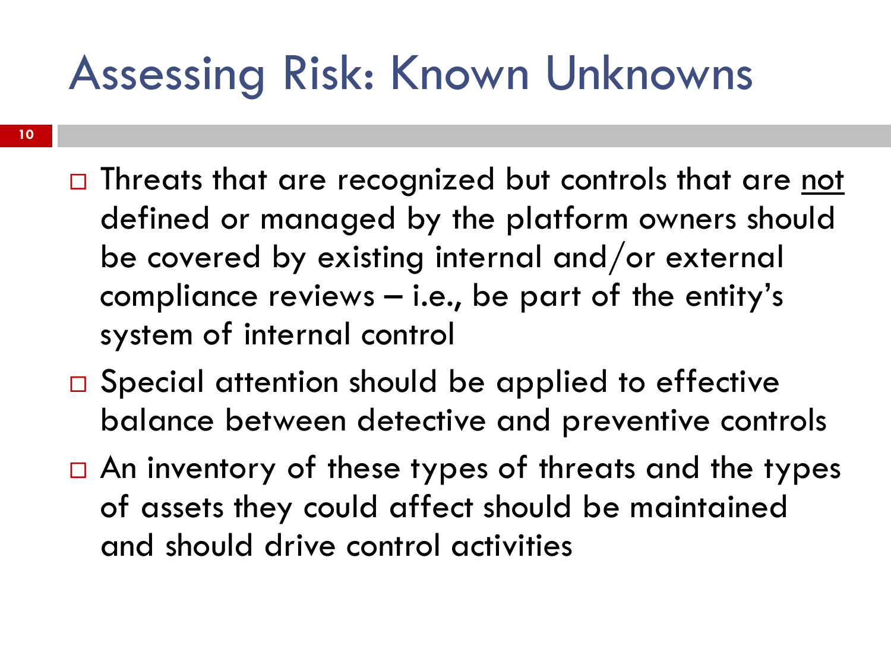# Assessing Risk: Known Unknowns

- Threats that are recognized but controls that are not defined or managed by the platform owners should be covered by existing internal and/or external compliance reviews – i.e., be part of the entity's system of internal control
- Special attention should be applied to effective balance between detective and preventive controls
- An inventory of these types of threats and the types of assets they could affect should be maintained and should drive control activities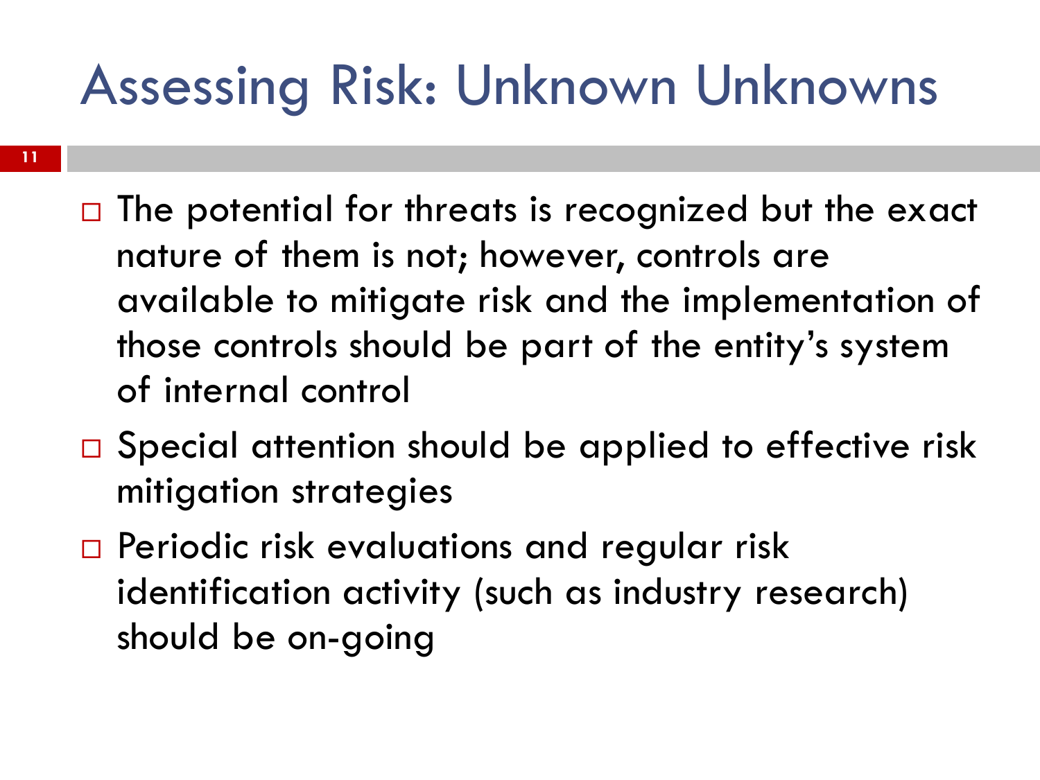# Assessing Risk: Unknown Unknowns

- The potential for threats is recognized but the exact nature of them is not; however, controls are available to mitigate risk and the implementation of those controls should be part of the entity's system of internal control
- Special attention should be applied to effective risk mitigation strategies
- Periodic risk evaluations and regular risk identification activity (such as industry research) should be on-going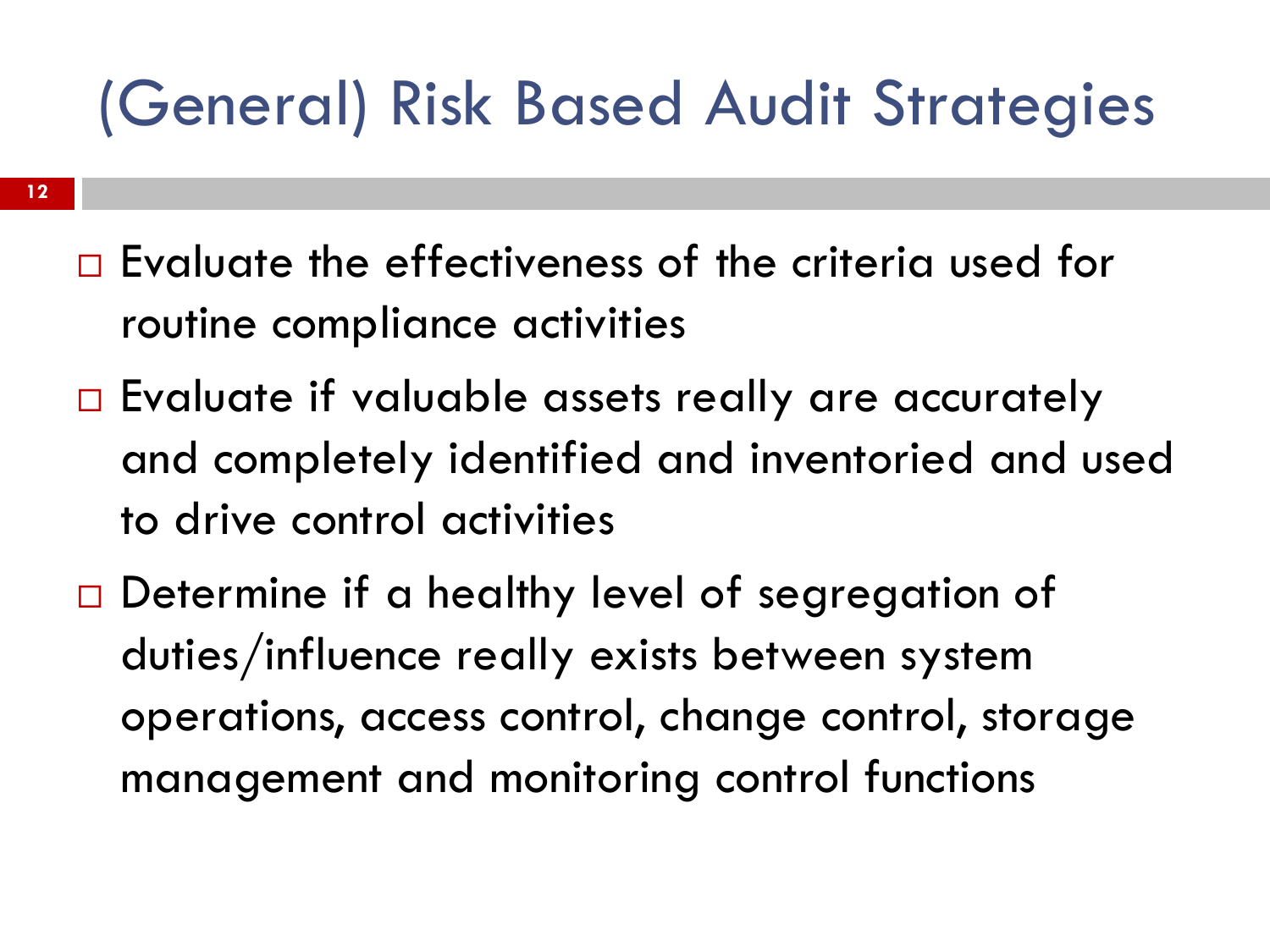# (General) Risk Based Audit Strategies

- Evaluate the effectiveness of the criteria used for routine compliance activities
- Evaluate if valuable assets really are accurately and completely identified and inventoried and used to drive control activities
- Determine if a healthy level of segregation of duties/influence really exists between system operations, access control, change control, storage management and monitoring control functions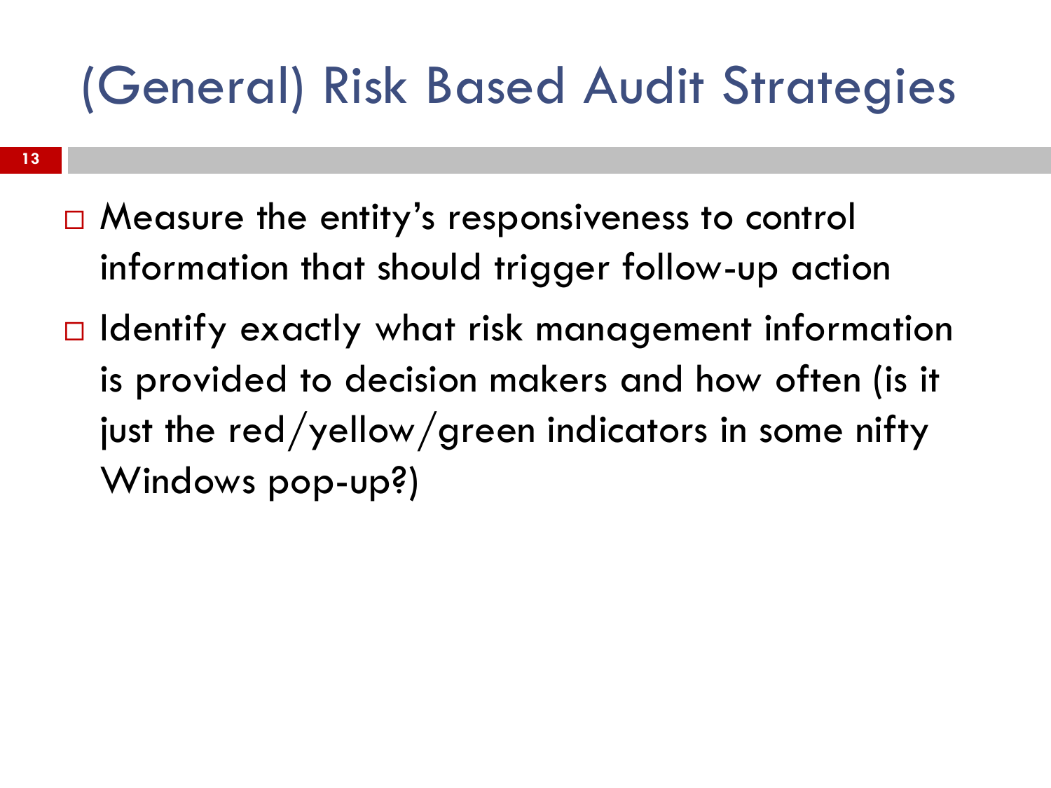# (General) Risk Based Audit Strategies

- Measure the entity's responsiveness to control information that should trigger follow-up action
- Identify exactly what risk management information is provided to decision makers and how often (is it just the red/yellow/green indicators in some nifty Windows pop-up?)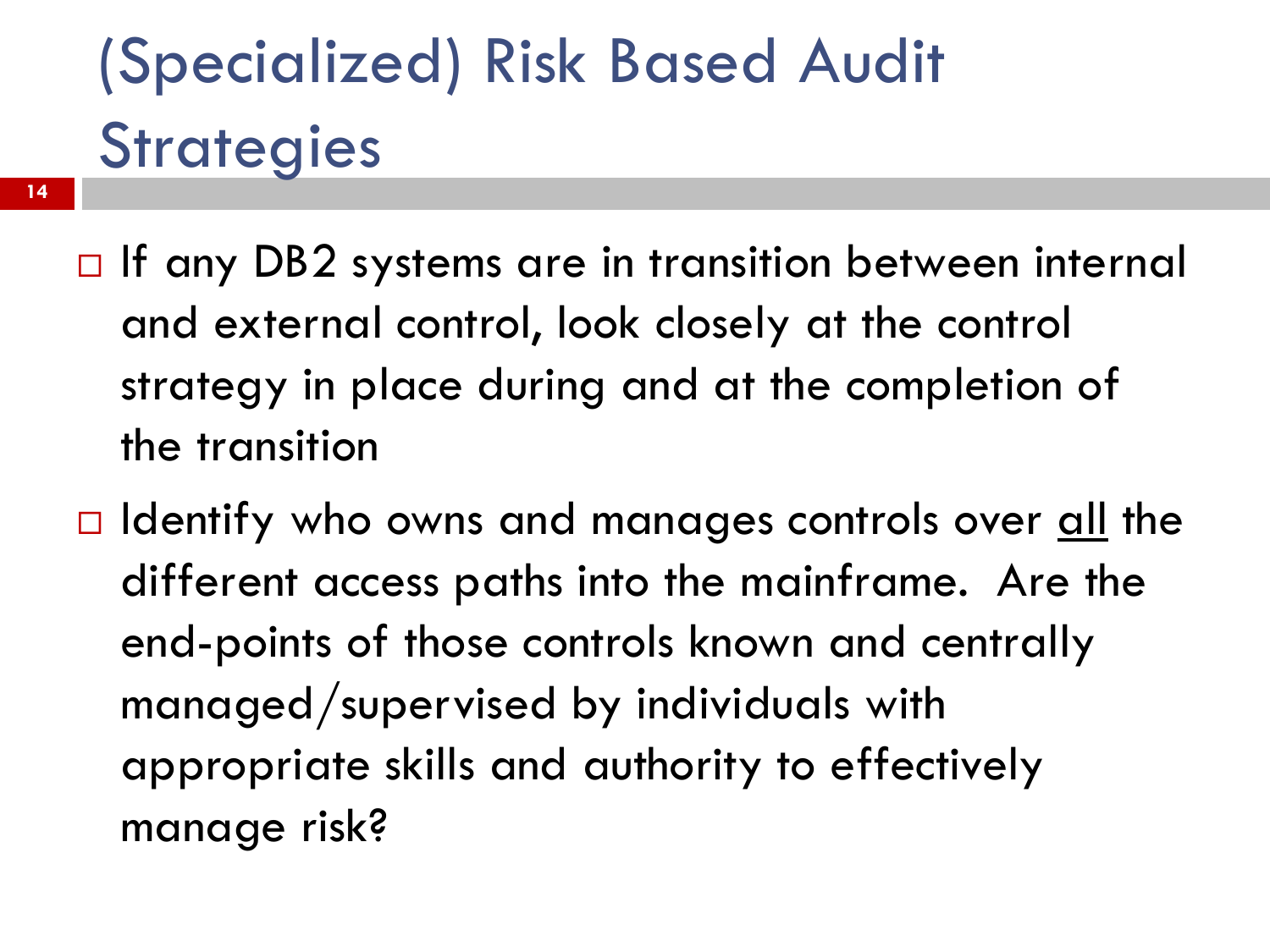# (Specialized) Risk Based Audit Strategies

- If any DB2 systems are in transition between internal and external control, look closely at the control strategy in place during and at the completion of the transition
- Identify who owns and manages controls over <u>all</u> the different access paths into the mainframe. Are the end-points of those controls known and centrally managed/supervised by individuals with appropriate skills and authority to effectively manage risk?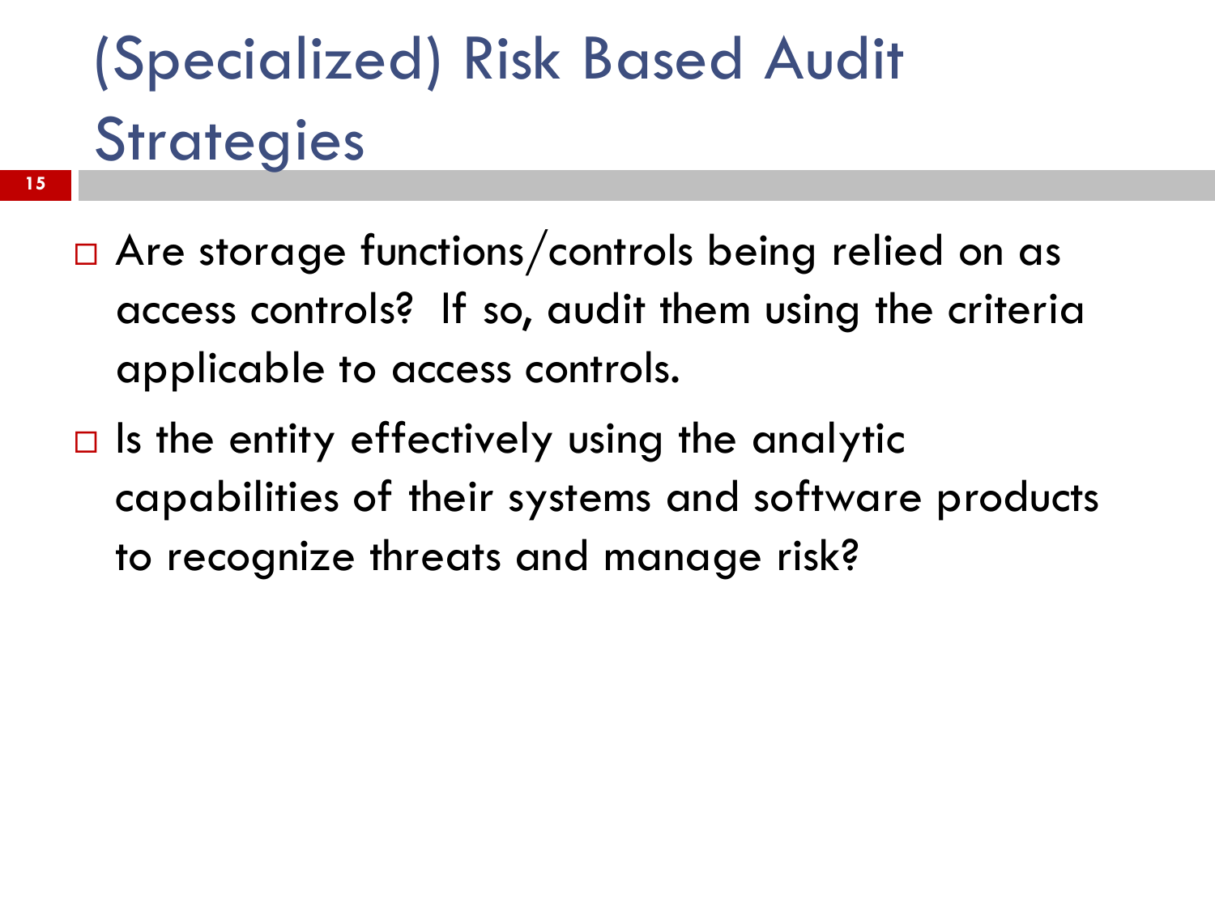# (Specialized) Risk Based Audit Strategies

- Are storage functions/controls being relied on as access controls? If so, audit them using the criteria applicable to access controls.
- Is the entity effectively using the analytic capabilities of their systems and software products to recognize threats and manage risk?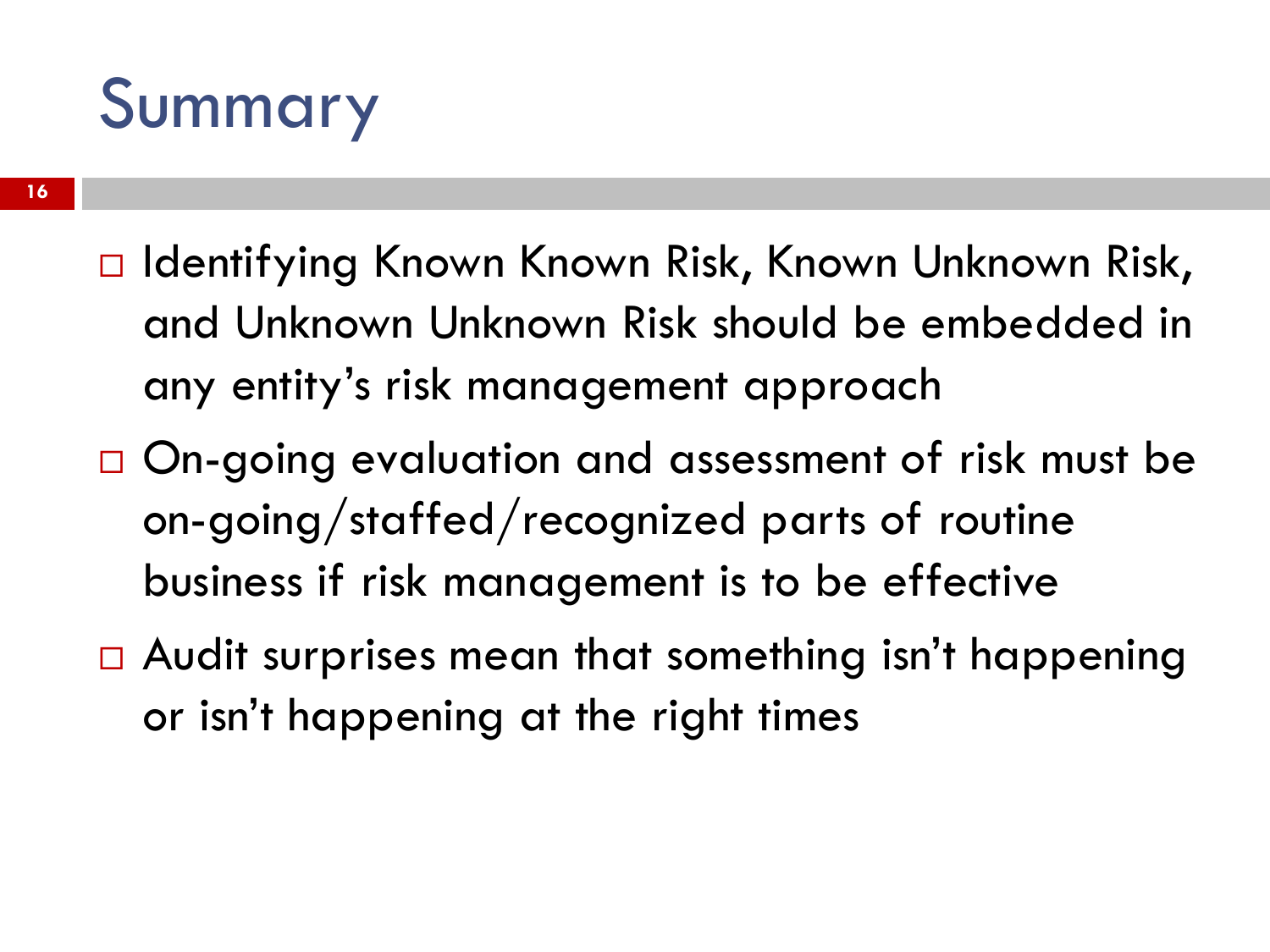# Summary

- Identifying Known Known Risk, Known Unknown Risk, and Unknown Unknown Risk should be embedded in any entity's risk management approach
- On-going evaluation and assessment of risk must be on-going/staffed/recognized parts of routine business if risk management is to be effective
- Audit surprises mean that something isn't happening or isn't happening at the right times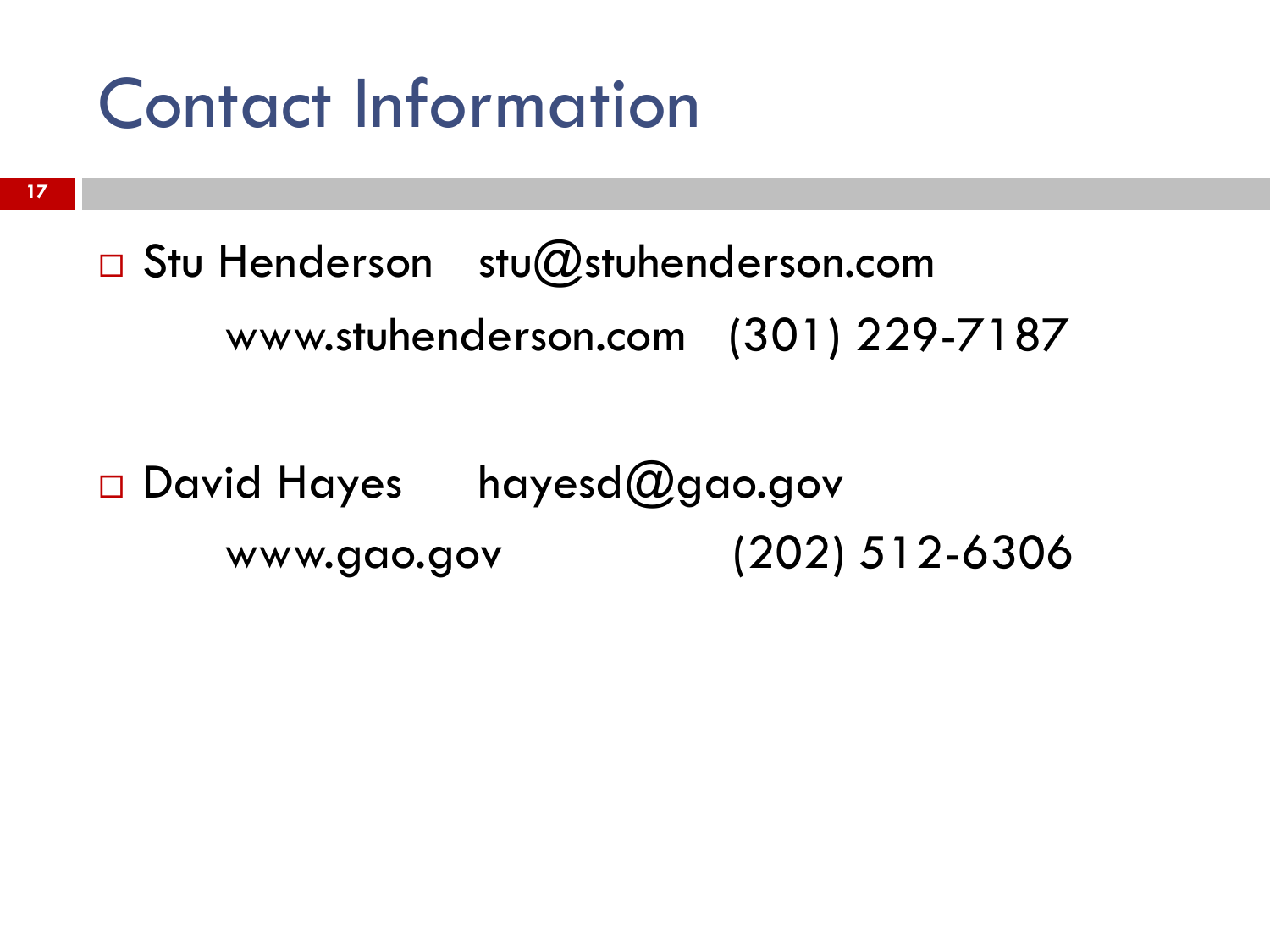# Contact Information

- Stu Henderson stu@stuhenderson.com
  www.stuhenderson.com (301) 229-7187

- David Hayes hayesd@gao.gov
  www.gao.gov (202) 512-6306